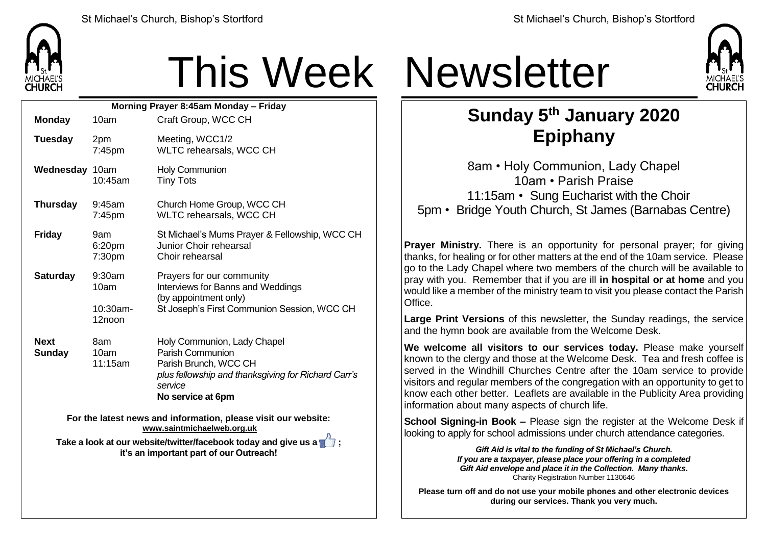# This Week Newsletter

**Morning Prayer 8:45am Monday – Friday**

| | | |
|---|---|---|
| **Monday** | 10am | Craft Group, WCC CH |
| **Tuesday** | 2pm | Meeting, WCC1/2 |
| | 7:45pm | WLTC rehearsals, WCC CH |
| **Wednesday** | 10am | Holy Communion |
| | 10:45am | Tiny Tots |
| **Thursday** | 9:45am | Church Home Group, WCC CH |
| | 7:45pm | WLTC rehearsals, WCC CH |
| **Friday** | 9am | St Michael's Mums Prayer & Fellowship, WCC CH |
| | 6:20pm | Junior Choir rehearsal |
| | 7:30pm | Choir rehearsal |
| **Saturday** | 9:30am | Prayers for our community |
| | 10am | Interviews for Banns and Weddings (by appointment only) |
| | 10:30am-12noon | St Joseph's First Communion Session, WCC CH |
| **Next Sunday** | 8am | Holy Communion, Lady Chapel |
| | 10am | Parish Communion |
| | 11:15am | Parish Brunch, WCC CH *plus fellowship and thanksgiving for Richard Carr's service* |
| | | **No service at 6pm** |

**For the latest news and information, please visit our website: www.saintmichaelweb.org.uk**

**Take a look at our website/twitter/facebook today and give us a 👍 ; it's an important part of our Outreach!**

## Sunday 5th January 2020
## Epiphany

8am • Holy Communion, Lady Chapel
10am • Parish Praise
11:15am • Sung Eucharist with the Choir
5pm • Bridge Youth Church, St James (Barnabas Centre)

**Prayer Ministry.** There is an opportunity for personal prayer; for giving thanks, for healing or for other matters at the end of the 10am service. Please go to the Lady Chapel where two members of the church will be available to pray with you. Remember that if you are ill **in hospital or at home** and you would like a member of the ministry team to visit you please contact the Parish Office.

**Large Print Versions** of this newsletter, the Sunday readings, the service and the hymn book are available from the Welcome Desk.

**We welcome all visitors to our services today.** Please make yourself known to the clergy and those at the Welcome Desk. Tea and fresh coffee is served in the Windhill Churches Centre after the 10am service to provide visitors and regular members of the congregation with an opportunity to get to know each other better. Leaflets are available in the Publicity Area providing information about many aspects of church life.

**School Signing-in Book –** Please sign the register at the Welcome Desk if looking to apply for school admissions under church attendance categories.

***Gift Aid is vital to the funding of St Michael's Church. If you are a taxpayer, please place your offering in a completed Gift Aid envelope and place it in the Collection. Many thanks.***
Charity Registration Number 1130646

**Please turn off and do not use your mobile phones and other electronic devices during our services. Thank you very much.**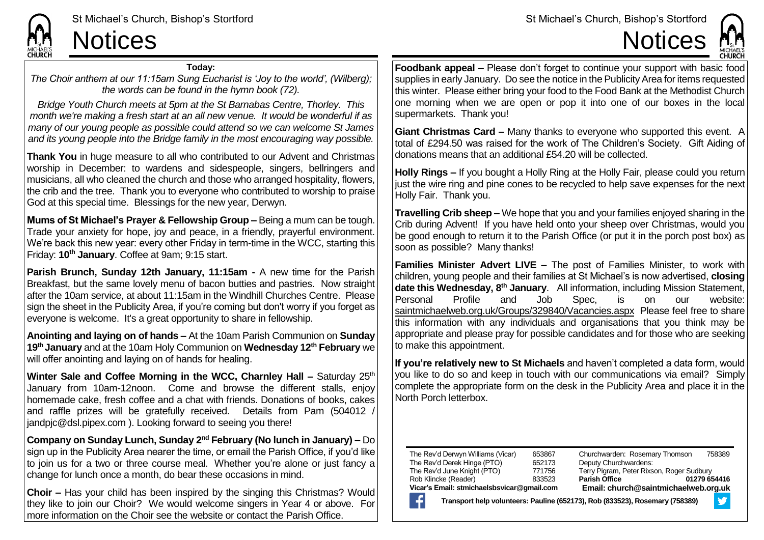# Notices

**Today:**

*The Choir anthem at our 11:15am Sung Eucharist is 'Joy to the world', (Wilberg); the words can be found in the hymn book (72).*

*Bridge Youth Church meets at 5pm at the St Barnabas Centre, Thorley. This month we're making a fresh start at an all new venue. It would be wonderful if as many of our young people as possible could attend so we can welcome St James and its young people into the Bridge family in the most encouraging way possible.*

**Thank You** in huge measure to all who contributed to our Advent and Christmas worship in December: to wardens and sidespeople, singers, bellringers and musicians, all who cleaned the church and those who arranged hospitality, flowers, the crib and the tree. Thank you to everyone who contributed to worship to praise God at this special time. Blessings for the new year, Derwyn.

**Mums of St Michael's Prayer & Fellowship Group –** Being a mum can be tough. Trade your anxiety for hope, joy and peace, in a friendly, prayerful environment. We're back this new year: every other Friday in term-time in the WCC, starting this Friday: **10th January**. Coffee at 9am; 9:15 start.

**Parish Brunch, Sunday 12th January, 11:15am -** A new time for the Parish Breakfast, but the same lovely menu of bacon butties and pastries. Now straight after the 10am service, at about 11:15am in the Windhill Churches Centre. Please sign the sheet in the Publicity Area, if you're coming but don't worry if you forget as everyone is welcome. It's a great opportunity to share in fellowship.

**Anointing and laying on of hands –** At the 10am Parish Communion on **Sunday 19th January** and at the 10am Holy Communion on **Wednesday 12th February** we will offer anointing and laying on of hands for healing.

**Winter Sale and Coffee Morning in the WCC, Charnley Hall –** Saturday 25th January from 10am-12noon. Come and browse the different stalls, enjoy homemade cake, fresh coffee and a chat with friends. Donations of books, cakes and raffle prizes will be gratefully received. Details from Pam (504012 / jandpjc@dsl.pipex.com ). Looking forward to seeing you there!

**Company on Sunday Lunch, Sunday 2nd February (No lunch in January) –** Do sign up in the Publicity Area nearer the time, or email the Parish Office, if you'd like to join us for a two or three course meal. Whether you're alone or just fancy a change for lunch once a month, do bear these occasions in mind.

**Choir –** Has your child been inspired by the singing this Christmas? Would they like to join our Choir? We would welcome singers in Year 4 or above. For more information on the Choir see the website or contact the Parish Office.

**Foodbank appeal –** Please don't forget to continue your support with basic food supplies in early January. Do see the notice in the Publicity Area for items requested this winter. Please either bring your food to the Food Bank at the Methodist Church one morning when we are open or pop it into one of our boxes in the local supermarkets. Thank you!

**Giant Christmas Card –** Many thanks to everyone who supported this event. A total of £294.50 was raised for the work of The Children's Society. Gift Aiding of donations means that an additional £54.20 will be collected.

**Holly Rings –** If you bought a Holly Ring at the Holly Fair, please could you return just the wire ring and pine cones to be recycled to help save expenses for the next Holly Fair. Thank you.

**Travelling Crib sheep –** We hope that you and your families enjoyed sharing in the Crib during Advent! If you have held onto your sheep over Christmas, would you be good enough to return it to the Parish Office (or put it in the porch post box) as soon as possible? Many thanks!

**Families Minister Advert LIVE –** The post of Families Minister, to work with children, young people and their families at St Michael's is now advertised, **closing date this Wednesday, 8th January**. All information, including Mission Statement, Personal Profile and Job Spec, is on our website: saintmichaelweb.org.uk/Groups/329840/Vacancies.aspx Please feel free to share this information with any individuals and organisations that you think may be appropriate and please pray for possible candidates and for those who are seeking to make this appointment.

**If you're relatively new to St Michaels** and haven't completed a data form, would you like to do so and keep in touch with our communications via email? Simply complete the appropriate form on the desk in the Publicity Area and place it in the North Porch letterbox.

| | | | |
|---|---|---|---|
| The Rev'd Derwyn Williams (Vicar) | 653867 | Churchwarden: Rosemary Thomson | 758389 |
| The Rev'd Derek Hinge (PTO) | 652173 | Deputy Churchwardens: | |
| The Rev'd June Knight (PTO) | 771756 | Terry Pigram, Peter Rixson, Roger Sudbury | |
| Rob Klincke (Reader) | 833523 | **Parish Office** | **01279 654416** |
| **Vicar's Email: stmichaelsbsvicar@gmail.com** | | **Email: church@saintmichaelweb.org.uk** | |

**Transport help volunteers: Pauline (652173), Rob (833523), Rosemary (758389)**